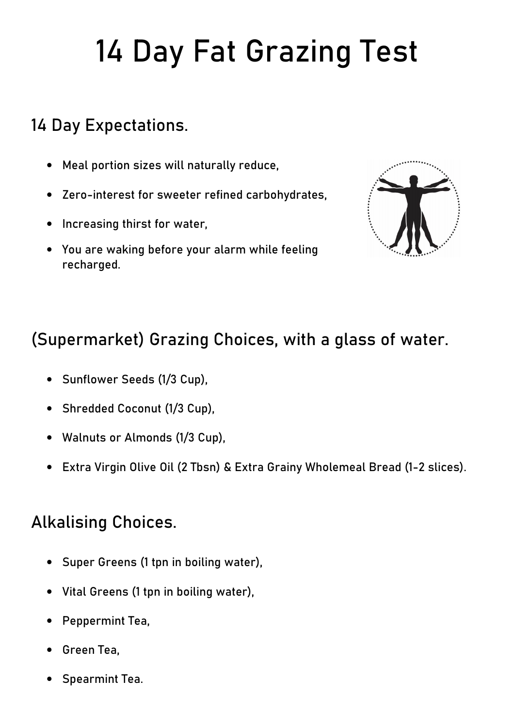# 14 Day Fat Grazing Test

## 14 Day Expectations.

- Meal portion sizes will naturally reduce,
- Zero-interest for sweeter refined carbohydrates,
- Increasing thirst for water,
- You are waking before your alarm while feeling recharged.

## (Supermarket) Grazing Choices, with a glass of water.

- Sunflower Seeds (1/3 Cup),
- Shredded Coconut (1/3 Cup),
- Walnuts or Almonds (1/3 Cup),
- Extra Virgin Olive Oil (2 Tbsn) & Extra Grainy Wholemeal Bread (1-2 slices).

## Alkalising Choices.

- Super Greens (1 tpn in boiling water),
- Vital Greens (1 tpn in boiling water),
- Peppermint Tea,
- Green Tea,
- Spearmint Tea.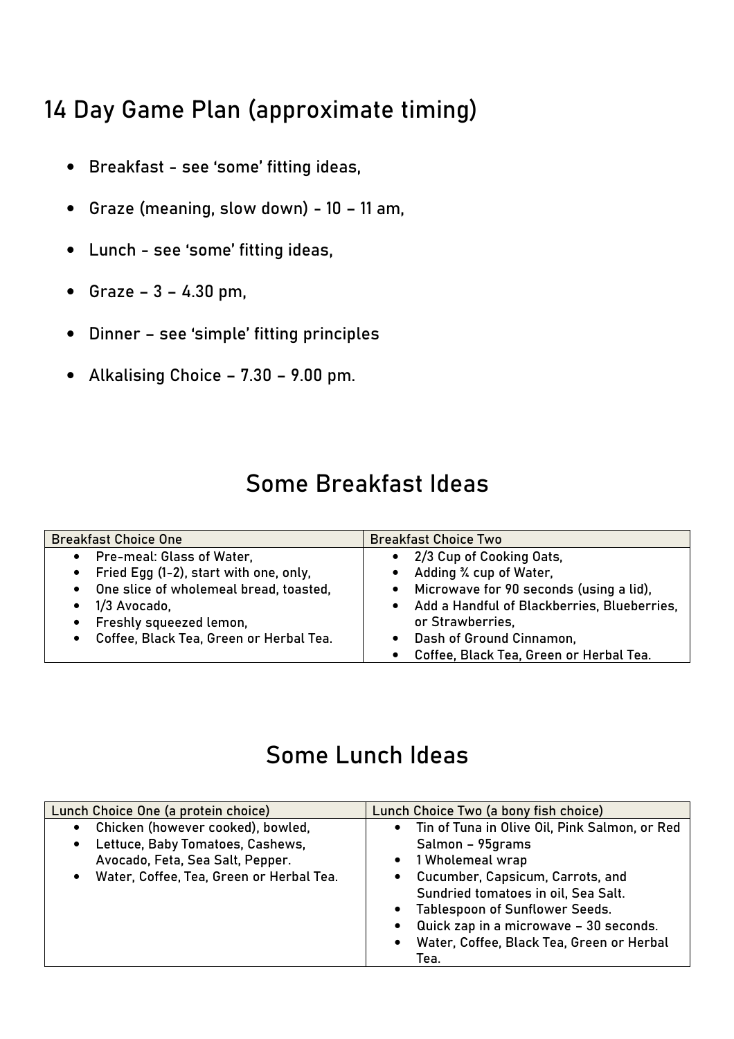# 14 Day Game Plan (approximate timing)

- Breakfast - see 'some' fitting ideas,
- Graze (meaning, slow down) - 10 – 11 am,
- Lunch - see 'some' fitting ideas,
- Graze – 3 – 4.30 pm,
- Dinner – see 'simple' fitting principles
- Alkalising Choice – 7.30 – 9.00 pm.

## Some Breakfast Ideas

| Breakfast Choice One | Breakfast Choice Two |
| --- | --- |
| • Pre-meal: Glass of Water,<br>• Fried Egg (1-2), start with one, only,<br>• One slice of wholemeal bread, toasted,<br>• 1/3 Avocado,<br>• Freshly squeezed lemon,<br>• Coffee, Black Tea, Green or Herbal Tea. | • 2/3 Cup of Cooking Oats,<br>• Adding ¾ cup of Water,<br>• Microwave for 90 seconds (using a lid),<br>• Add a Handful of Blackberries, Blueberries, or Strawberries,<br>• Dash of Ground Cinnamon,<br>• Coffee, Black Tea, Green or Herbal Tea. |

## Some Lunch Ideas

| Lunch Choice One (a protein choice) | Lunch Choice Two (a bony fish choice) |
| --- | --- |
| • Chicken (however cooked), bowled,<br>• Lettuce, Baby Tomatoes, Cashews, Avocado, Feta, Sea Salt, Pepper.<br>• Water, Coffee, Tea, Green or Herbal Tea. | • Tin of Tuna in Olive Oil, Pink Salmon, or Red Salmon – 95grams<br>• 1 Wholemeal wrap<br>• Cucumber, Capsicum, Carrots, and Sundried tomatoes in oil, Sea Salt.<br>• Tablespoon of Sunflower Seeds.<br>• Quick zap in a microwave – 30 seconds.<br>• Water, Coffee, Black Tea, Green or Herbal Tea. |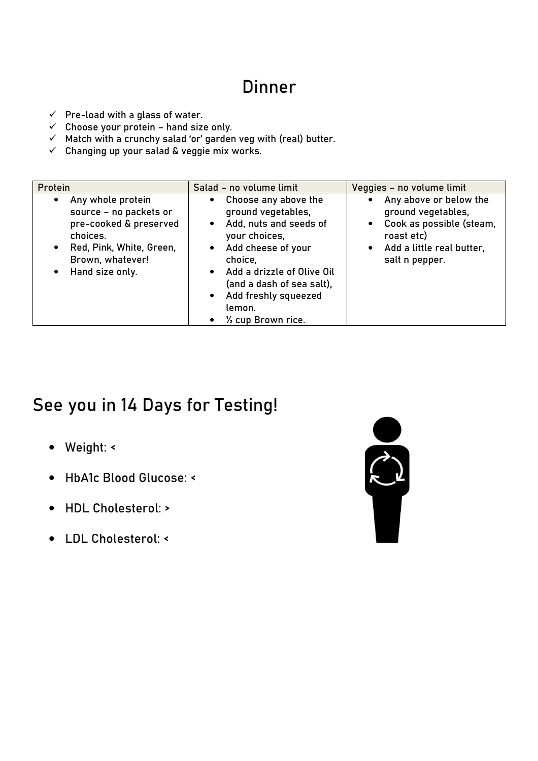# Dinner

- ✓ Pre-load with a glass of water.
- ✓ Choose your protein – hand size only.
- ✓ Match with a crunchy salad 'or' garden veg with (real) butter.
- ✓ Changing up your salad & veggie mix works.

| Protein | Salad – no volume limit | Veggies – no volume limit |
|---|---|---|
| • Any whole protein source – no packets or pre-cooked & preserved choices.<br>• Red, Pink, White, Green, Brown, whatever!<br>• Hand size only. | • Choose any above the ground vegetables,<br>• Add, nuts and seeds of your choices,<br>• Add cheese of your choice,<br>• Add a drizzle of Olive Oil (and a dash of sea salt),<br>• Add freshly squeezed lemon.<br>• ½ cup Brown rice. | • Any above or below the ground vegetables,<br>• Cook as possible (steam, roast etc)<br>• Add a little real butter, salt n pepper. |

# See you in 14 Days for Testing!

- Weight: <
- HbA1c Blood Glucose: <
- HDL Cholesterol: >
- LDL Cholesterol: <